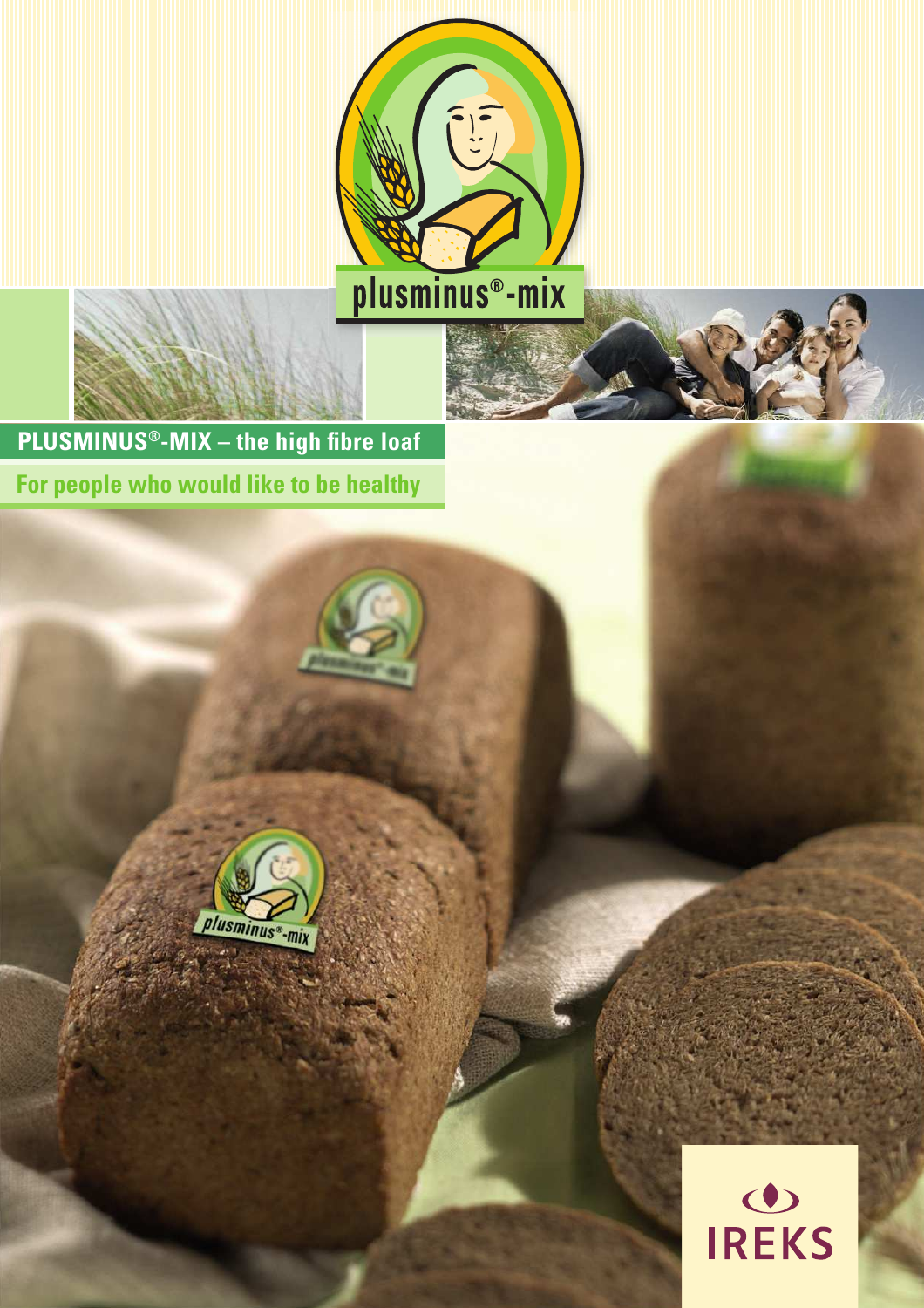plusminus®-mix

# PLUSMINUS®-MIX – the high fibre loaf

## For people who would like to be healthy

IREKS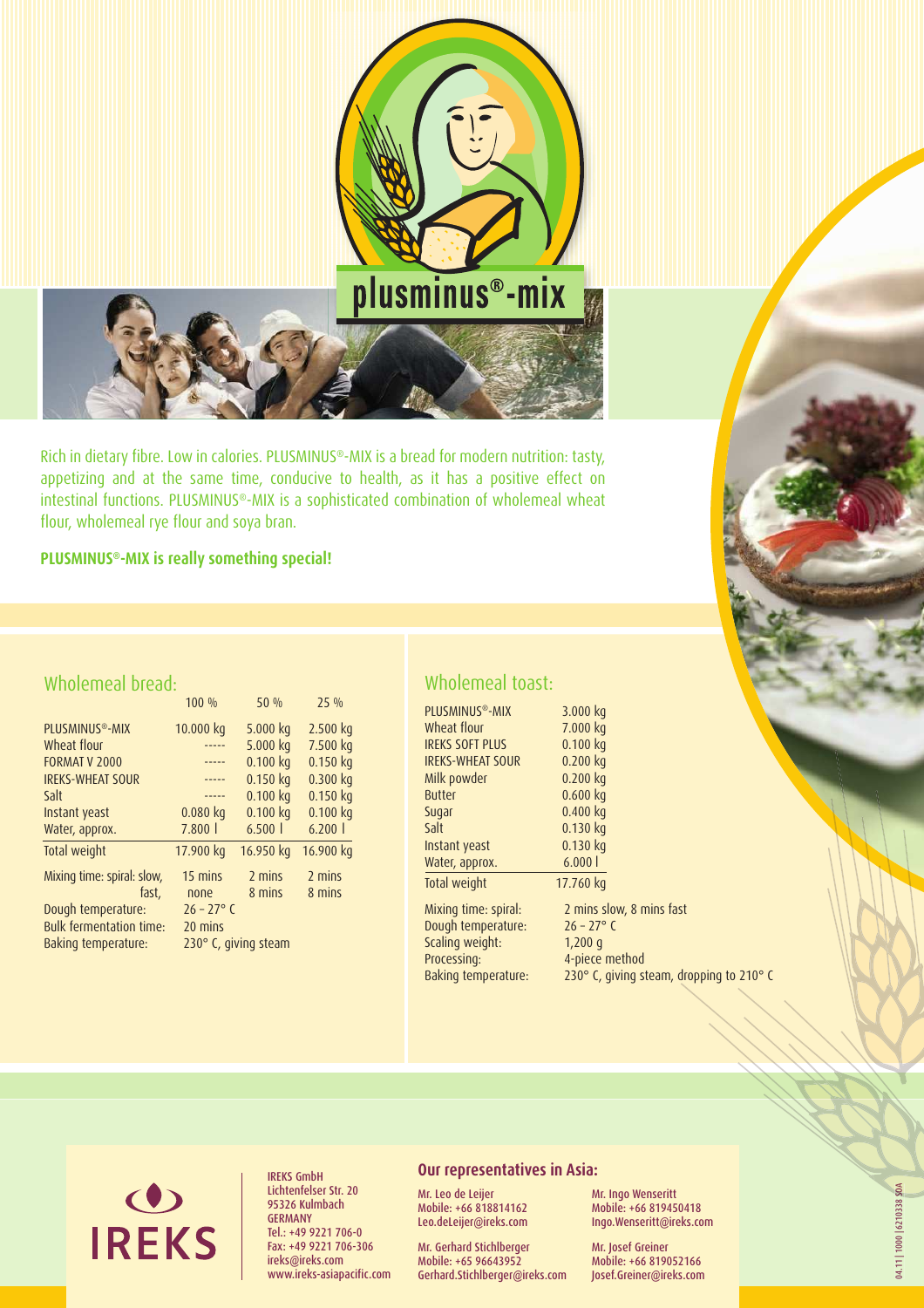plusminus®-mix

Rich in dietary fibre. Low in calories. PLUSMINUS®-MIX is a bread for modern nutrition: tasty, appetizing and at the same time, conducive to health, as it has a positive effect on intestinal functions. PLUSMINUS®-MIX is a sophisticated combination of wholemeal wheat flour, wholemeal rye flour and soya bran.

**PLUSMINUS®-MIX is really something special!**

## Wholemeal bread:

| | 100 % | 50 % | 25 % |
|---|---|---|---|
| PLUSMINUS®-MIX | 10.000 kg | 5.000 kg | 2.500 kg |
| Wheat flour | ----- | 5.000 kg | 7.500 kg |
| FORMAT V 2000 | ----- | 0.100 kg | 0.150 kg |
| IREKS-WHEAT SOUR | ----- | 0.150 kg | 0.300 kg |
| Salt | ----- | 0.100 kg | 0.150 kg |
| Instant yeast | 0.080 kg | 0.100 kg | 0.100 kg |
| Water, approx. | 7.800 l | 6.500 l | 6.200 l |
| Total weight | 17.900 kg | 16.950 kg | 16.900 kg |
| Mixing time: spiral: slow, | 15 mins | 2 mins | 2 mins |
| fast, | none | 8 mins | 8 mins |
| Dough temperature: | 26 – 27° C | | |
| Bulk fermentation time: | 20 mins | | |
| Baking temperature: | 230° C, giving steam | | |

## Wholemeal toast:

| | |
|---|---|
| PLUSMINUS®-MIX | 3.000 kg |
| Wheat flour | 7.000 kg |
| IREKS SOFT PLUS | 0.100 kg |
| IREKS-WHEAT SOUR | 0.200 kg |
| Milk powder | 0.200 kg |
| Butter | 0.600 kg |
| Sugar | 0.400 kg |
| Salt | 0.130 kg |
| Instant yeast | 0.130 kg |
| Water, approx. | 6.000 l |
| Total weight | 17.760 kg |
| Mixing time: spiral: | 2 mins slow, 8 mins fast |
| Dough temperature: | 26 – 27° C |
| Scaling weight: | 1,200 g |
| Processing: | 4-piece method |
| Baking temperature: | 230° C, giving steam, dropping to 210° C |

IREKS

IREKS GmbH
Lichtenfelser Str. 20
95326 Kulmbach
GERMANY
Tel.: +49 9221 706-0
Fax: +49 9221 706-306
ireks@ireks.com
www.ireks-asiapacific.com

### Our representatives in Asia:

Mr. Leo de Leijer
Mobile: +66 818814162
Leo.deLeijer@ireks.com

Mr. Gerhard Stichlberger
Mobile: +65 96643952
Gerhard.Stichlberger@ireks.com

Mr. Ingo Wenseritt
Mobile: +66 819450418
Ingo.Wenseritt@ireks.com

Mr. Josef Greiner
Mobile: +66 819052166
Josef.Greiner@ireks.com

04.11 | 1000 | 6210338 SOA